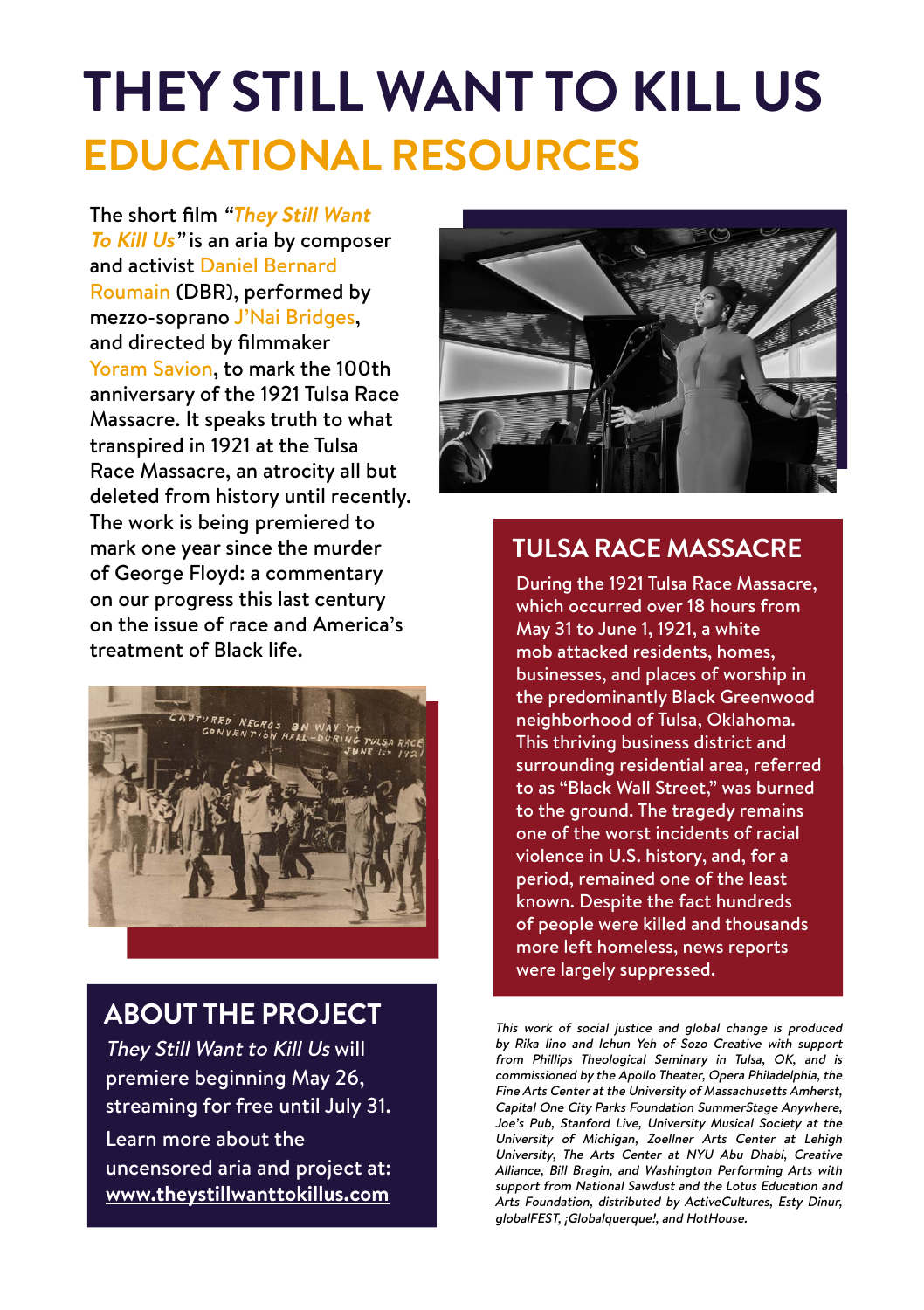# THEY STILL WANT TO KILL US

## EDUCATIONAL RESOURCES

The short film *"They Still Want To Kill Us"* is an aria by composer and activist Daniel Bernard Roumain (DBR), performed by mezzo-soprano J'Nai Bridges, and directed by filmmaker Yoram Savion, to mark the 100th anniversary of the 1921 Tulsa Race Massacre. It speaks truth to what transpired in 1921 at the Tulsa Race Massacre, an atrocity all but deleted from history until recently. The work is being premiered to mark one year since the murder of George Floyd: a commentary on our progress this last century on the issue of race and America's treatment of Black life.

## ABOUT THE PROJECT

*They Still Want to Kill Us* will premiere beginning May 26, streaming for free until July 31.

Learn more about the uncensored aria and project at: **www.theystillwanttokillus.com**

## TULSA RACE MASSACRE

During the 1921 Tulsa Race Massacre, which occurred over 18 hours from May 31 to June 1, 1921, a white mob attacked residents, homes, businesses, and places of worship in the predominantly Black Greenwood neighborhood of Tulsa, Oklahoma. This thriving business district and surrounding residential area, referred to as "Black Wall Street," was burned to the ground. The tragedy remains one of the worst incidents of racial violence in U.S. history, and, for a period, remained one of the least known. Despite the fact hundreds of people were killed and thousands more left homeless, news reports were largely suppressed.

*This work of social justice and global change is produced by Rika Iino and Ichun Yeh of Sozo Creative with support from Phillips Theological Seminary in Tulsa, OK, and is commissioned by the Apollo Theater, Opera Philadelphia, the Fine Arts Center at the University of Massachusetts Amherst, Capital One City Parks Foundation SummerStage Anywhere, Joe's Pub, Stanford Live, University Musical Society at the University of Michigan, Zoellner Arts Center at Lehigh University, The Arts Center at NYU Abu Dhabi, Creative Alliance, Bill Bragin, and Washington Performing Arts with support from National Sawdust and the Lotus Education and Arts Foundation, distributed by ActiveCultures, Esty Dinur, globalFEST, ¡Globalquerque!, and HotHouse.*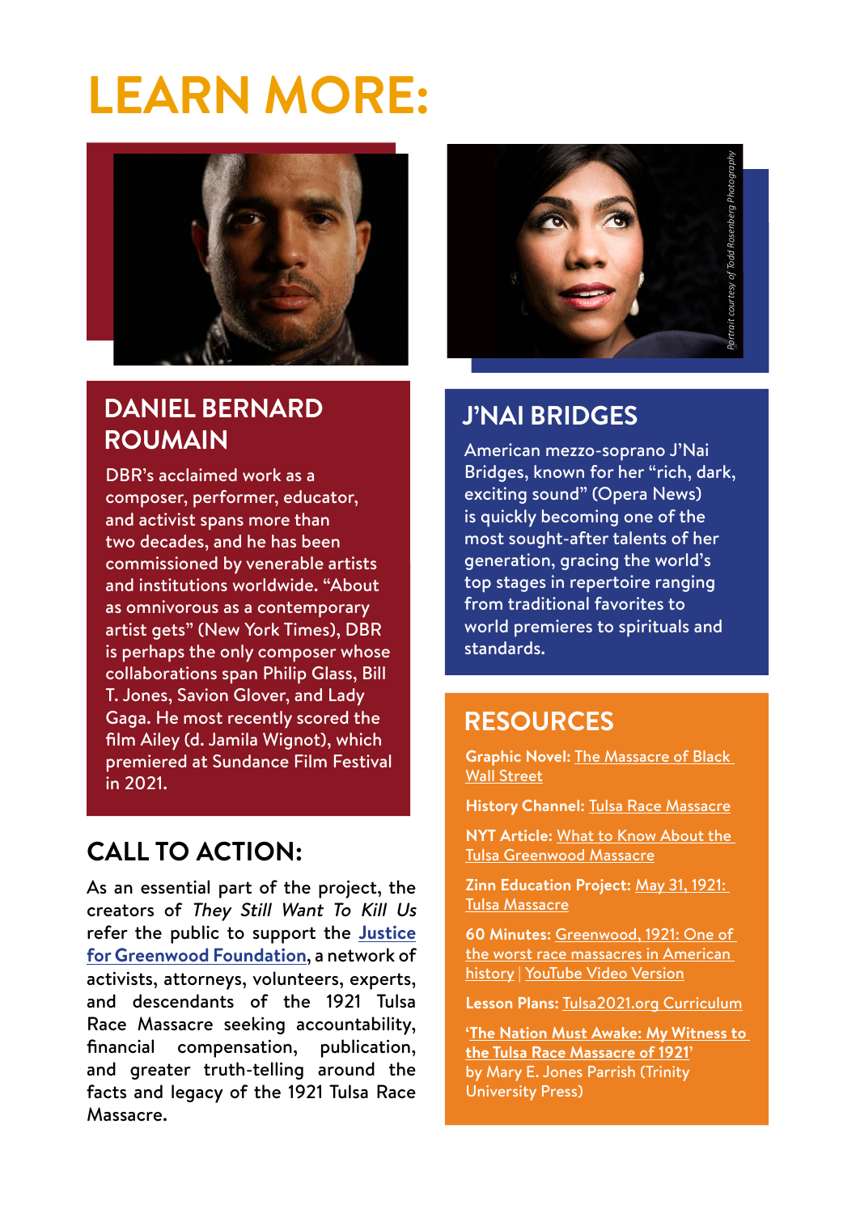# LEARN MORE:

## DANIEL BERNARD ROUMAIN

DBR's acclaimed work as a composer, performer, educator, and activist spans more than two decades, and he has been commissioned by venerable artists and institutions worldwide. "About as omnivorous as a contemporary artist gets" (New York Times), DBR is perhaps the only composer whose collaborations span Philip Glass, Bill T. Jones, Savion Glover, and Lady Gaga. He most recently scored the film Ailey (d. Jamila Wignot), which premiered at Sundance Film Festival in 2021.

## CALL TO ACTION:

As an essential part of the project, the creators of *They Still Want To Kill Us* refer the public to support the **Justice for Greenwood Foundation**, a network of activists, attorneys, volunteers, experts, and descendants of the 1921 Tulsa Race Massacre seeking accountability, financial compensation, publication, and greater truth-telling around the facts and legacy of the 1921 Tulsa Race Massacre.

## J'NAI BRIDGES

*Portrait courtesy of Todd Rosenberg Photography*

American mezzo-soprano J'Nai Bridges, known for her "rich, dark, exciting sound" (Opera News) is quickly becoming one of the most sought-after talents of her generation, gracing the world's top stages in repertoire ranging from traditional favorites to world premieres to spirituals and standards.

## RESOURCES

**Graphic Novel:** The Massacre of Black Wall Street

**History Channel:** Tulsa Race Massacre

**NYT Article:** What to Know About the Tulsa Greenwood Massacre

**Zinn Education Project:** May 31, 1921: Tulsa Massacre

**60 Minutes:** Greenwood, 1921: One of the worst race massacres in American history | YouTube Video Version

**Lesson Plans:** Tulsa2021.org Curriculum

**'The Nation Must Awake: My Witness to the Tulsa Race Massacre of 1921'** by Mary E. Jones Parrish (Trinity University Press)